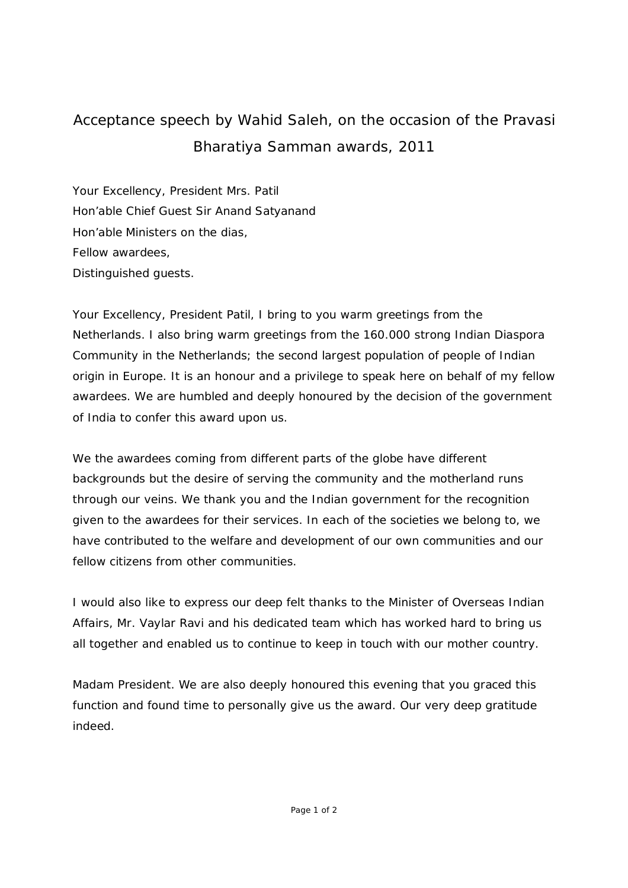# Acceptance speech by Wahid Saleh, on the occasion of the Pravasi Bharatiya Samman awards, 2011

Your Excellency, President Mrs. Patil
Hon'able Chief Guest Sir Anand Satyanand
Hon'able Ministers on the dias,
Fellow awardees,
Distinguished guests.

Your Excellency, President Patil, I bring to you warm greetings from the Netherlands. I also bring warm greetings from the 160.000 strong Indian Diaspora Community in the Netherlands; the second largest population of people of Indian origin in Europe. It is an honour and a privilege to speak here on behalf of my fellow awardees. We are humbled and deeply honoured by the decision of the government of India to confer this award upon us.

We the awardees coming from different parts of the globe have different backgrounds but the desire of serving the community and the motherland runs through our veins. We thank you and the Indian government for the recognition given to the awardees for their services. In each of the societies we belong to, we have contributed to the welfare and development of our own communities and our fellow citizens from other communities.

I would also like to express our deep felt thanks to the Minister of Overseas Indian Affairs, Mr. Vaylar Ravi and his dedicated team which has worked hard to bring us all together and enabled us to continue to keep in touch with our mother country.

Madam President. We are also deeply honoured this evening that you graced this function and found time to personally give us the award. Our very deep gratitude indeed.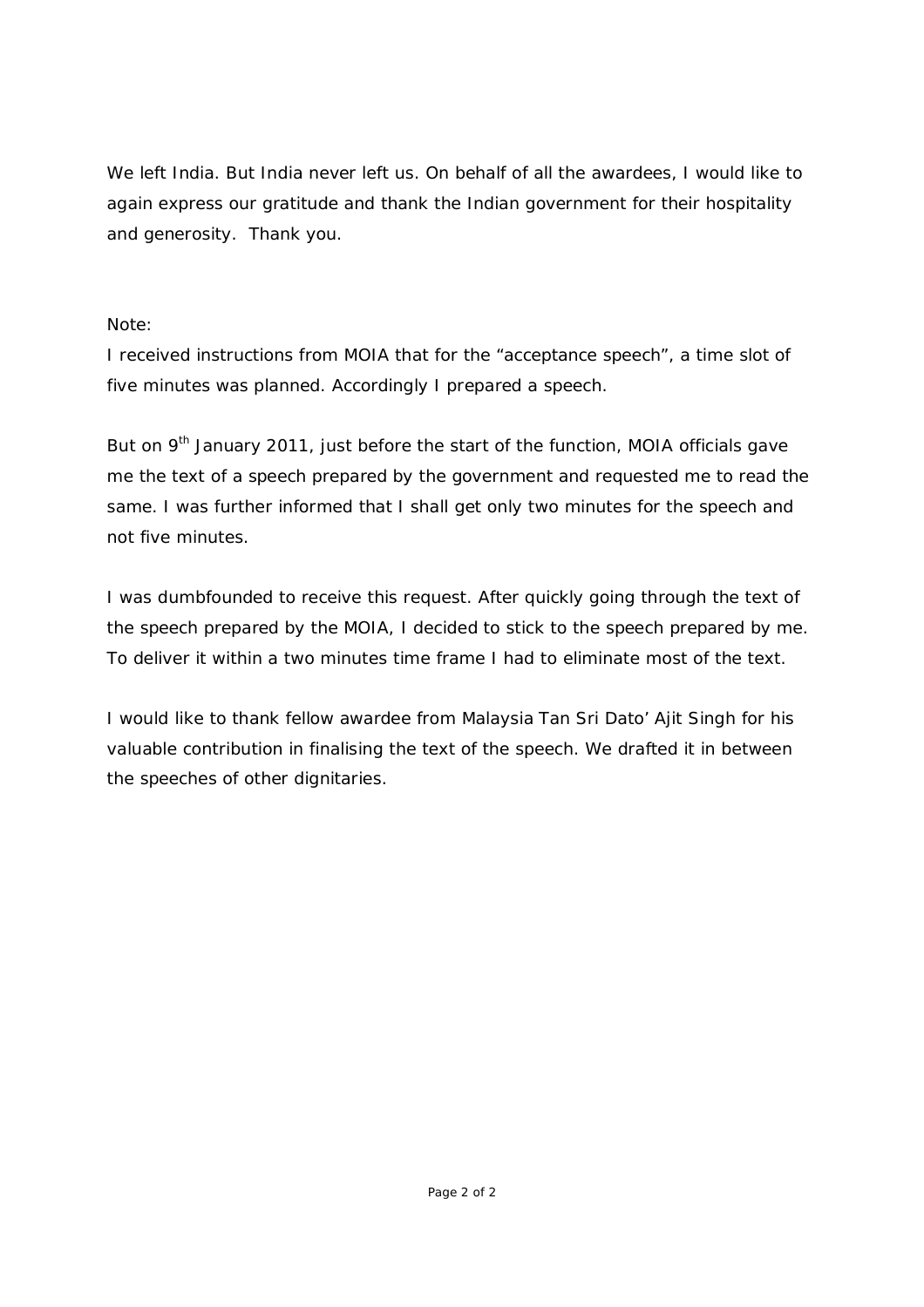We left India. But India never left us. On behalf of all the awardees, I would like to again express our gratitude and thank the Indian government for their hospitality and generosity.  Thank you.

Note:

I received instructions from MOIA that for the “acceptance speech”, a time slot of five minutes was planned. Accordingly I prepared a speech.

But on 9th January 2011, just before the start of the function, MOIA officials gave me the text of a speech prepared by the government and requested me to read the same. I was further informed that I shall get only two minutes for the speech and not five minutes.

I was dumbfounded to receive this request. After quickly going through the text of the speech prepared by the MOIA, I decided to stick to the speech prepared by me. To deliver it within a two minutes time frame I had to eliminate most of the text.

I would like to thank fellow awardee from Malaysia Tan Sri Dato’ Ajit Singh for his valuable contribution in finalising the text of the speech. We drafted it in between the speeches of other dignitaries.